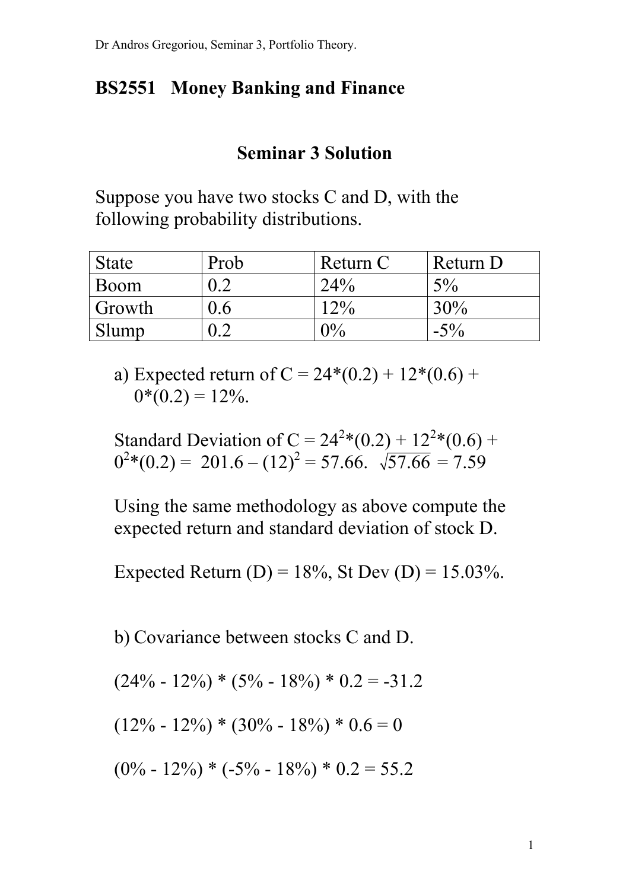# BS2551 Money Banking and Finance

## Seminar 3 Solution

Suppose you have two stocks C and D, with the following probability distributions.

| State | Prob | Return C | Return D |
| --- | --- | --- | --- |
| Boom | 0.2 | 24% | 5% |
| Growth | 0.6 | 12% | 30% |
| Slump | 0.2 | 0% | -5% |

a) Expected return of C = 24*(0.2) + 12*(0.6) + 0*(0.2) = 12%.

Standard Deviation of C = $24^2$*(0.2) + $12^2$*(0.6) + $0^2$*(0.2) = 201.6 – $(12)^2$ = 57.66. $\sqrt{57.66}$ = 7.59

Using the same methodology as above compute the expected return and standard deviation of stock D.

Expected Return (D) = 18%, St Dev (D) = 15.03%.

b) Covariance between stocks C and D.

(24% - 12%) * (5% - 18%) * 0.2 = -31.2

(12% - 12%) * (30% - 18%) * 0.6 = 0

(0% - 12%) * (-5% - 18%) * 0.2 = 55.2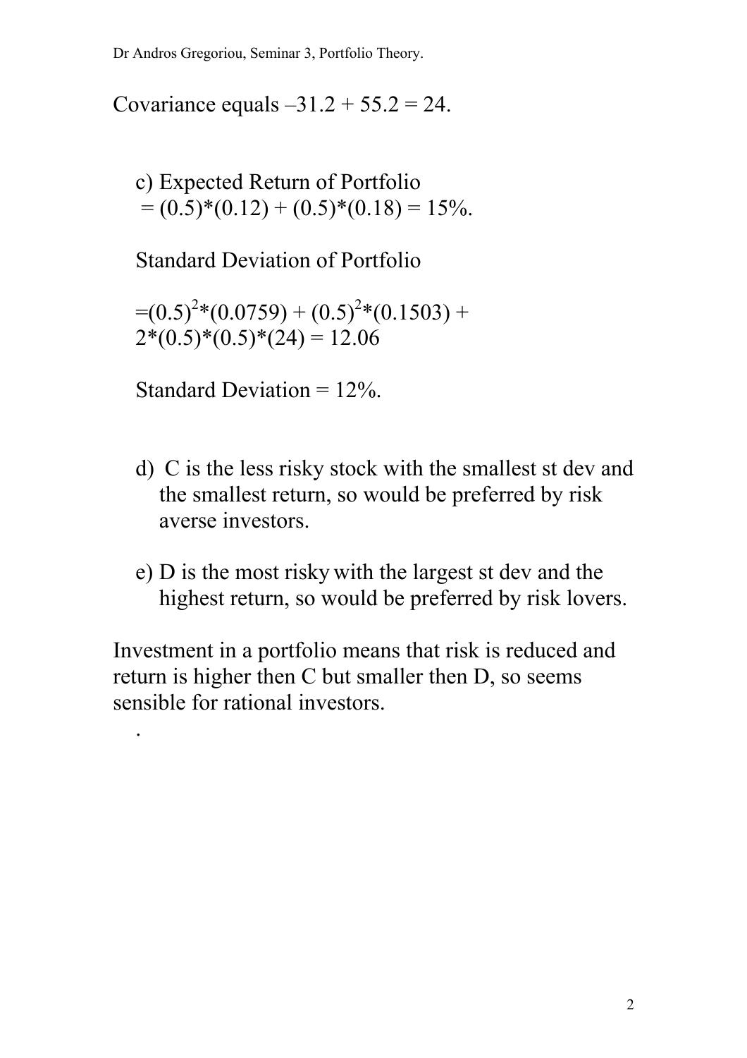Covariance equals –31.2 + 55.2 = 24.

c) Expected Return of Portfolio
$= (0.5)*(0.12) + (0.5)*(0.18) = 15\%$.

Standard Deviation of Portfolio

$=(0.5)^2*(0.0759) + (0.5)^2*(0.1503) + 2*(0.5)*(0.5)*(24) = 12.06$

Standard Deviation = 12%.

d) C is the less risky stock with the smallest st dev and the smallest return, so would be preferred by risk averse investors.

e) D is the most risky with the largest st dev and the highest return, so would be preferred by risk lovers.

Investment in a portfolio means that risk is reduced and return is higher then C but smaller then D, so seems sensible for rational investors.

.